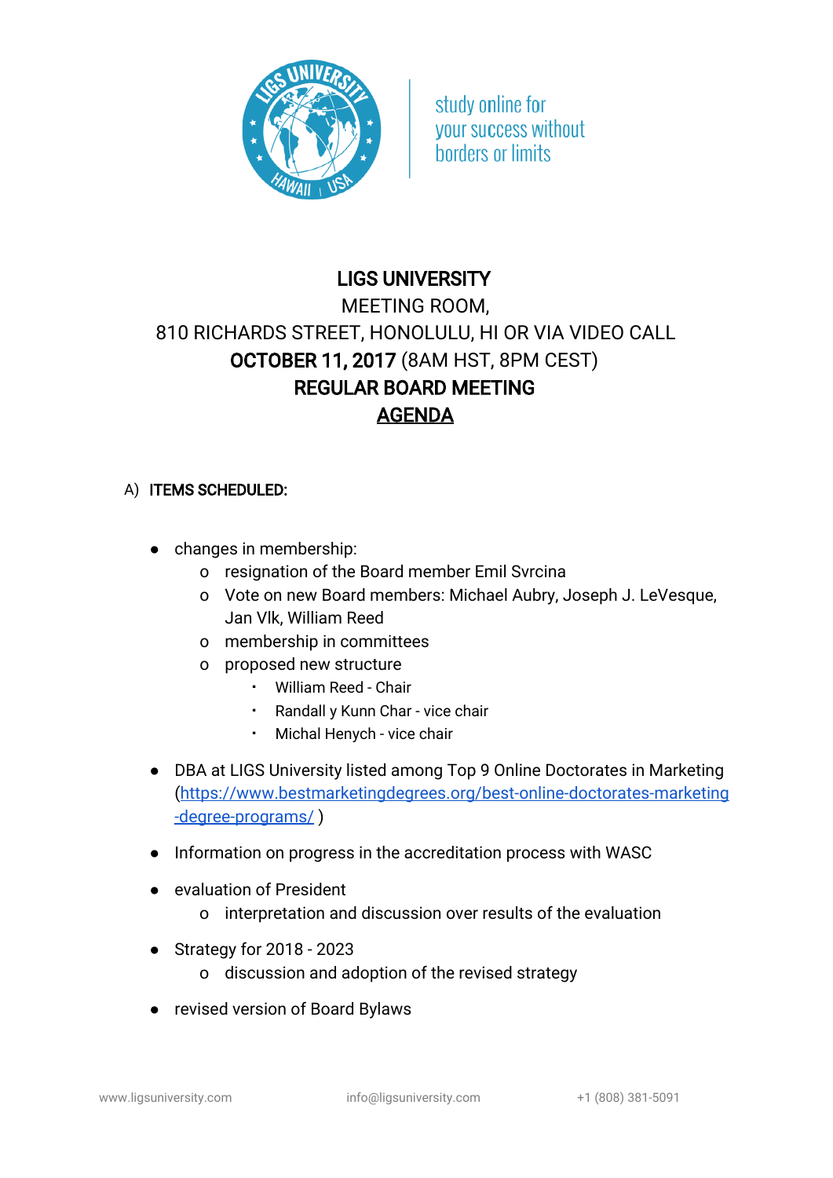study online for
your success without
borders or limits

# LIGS UNIVERSITY

MEETING ROOM,

810 RICHARDS STREET, HONOLULU, HI OR VIA VIDEO CALL

**OCTOBER 11, 2017** (8AM HST, 8PM CEST)

**REGULAR BOARD MEETING**

**AGENDA**

A) **ITEMS SCHEDULED:**

- changes in membership:
  - resignation of the Board member Emil Svrcina
  - Vote on new Board members: Michael Aubry, Joseph J. LeVesque, Jan Vlk, William Reed
  - membership in committees
  - proposed new structure
    - William Reed - Chair
    - Randall y Kunn Char - vice chair
    - Michal Henych - vice chair
- DBA at LIGS University listed among Top 9 Online Doctorates in Marketing (https://www.bestmarketingdegrees.org/best-online-doctorates-marketing-degree-programs/ )
- Information on progress in the accreditation process with WASC
- evaluation of President
  - interpretation and discussion over results of the evaluation
- Strategy for 2018 - 2023
  - discussion and adoption of the revised strategy
- revised version of Board Bylaws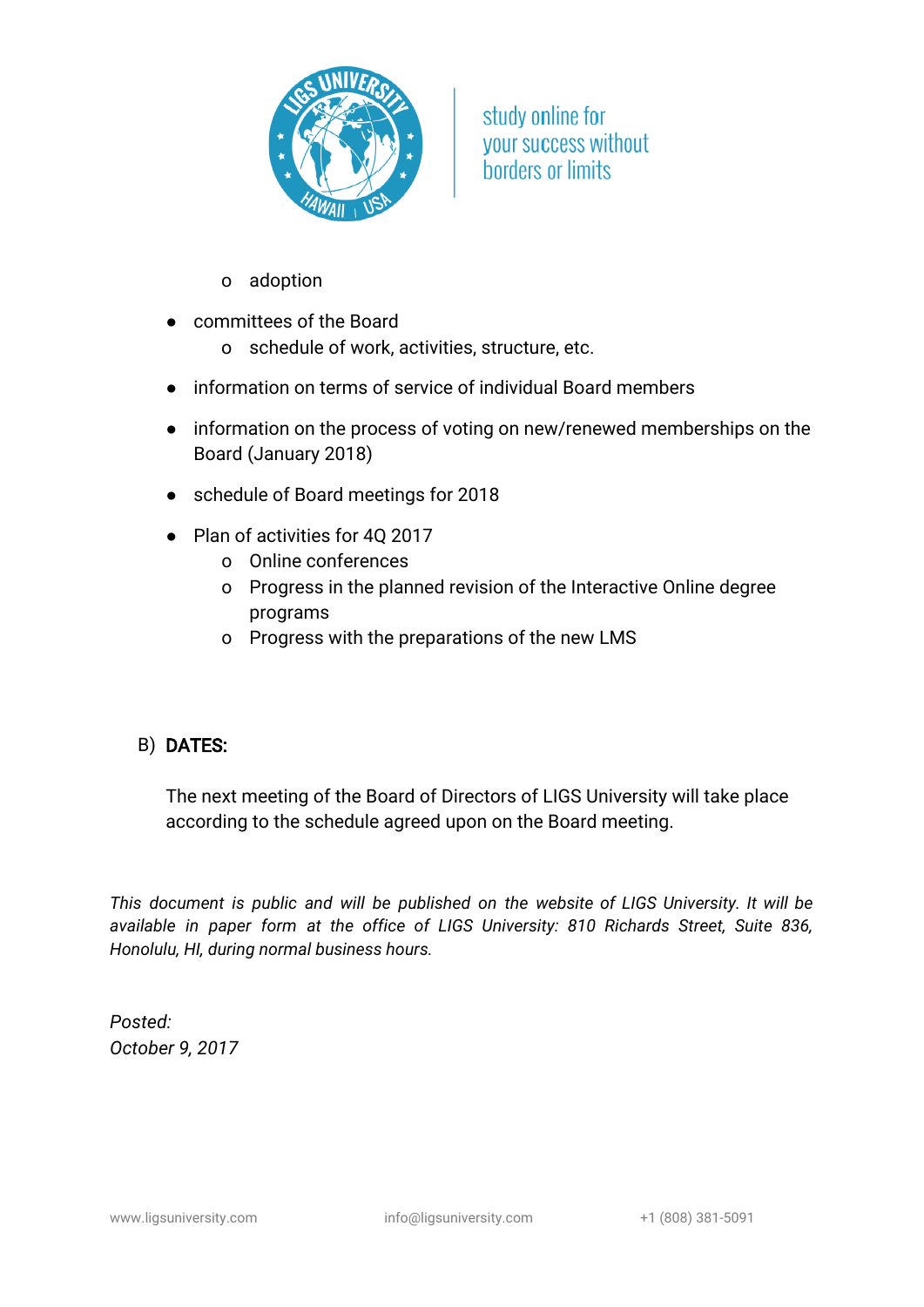- adoption

- committees of the Board
  - schedule of work, activities, structure, etc.

- information on terms of service of individual Board members

- information on the process of voting on new/renewed memberships on the Board (January 2018)

- schedule of Board meetings for 2018

- Plan of activities for 4Q 2017
  - Online conferences
  - Progress in the planned revision of the Interactive Online degree programs
  - Progress with the preparations of the new LMS

B) **DATES:**

The next meeting of the Board of Directors of LIGS University will take place according to the schedule agreed upon on the Board meeting.

*This document is public and will be published on the website of LIGS University. It will be available in paper form at the office of LIGS University: 810 Richards Street, Suite 836, Honolulu, HI, during normal business hours.*

*Posted:*
*October 9, 2017*